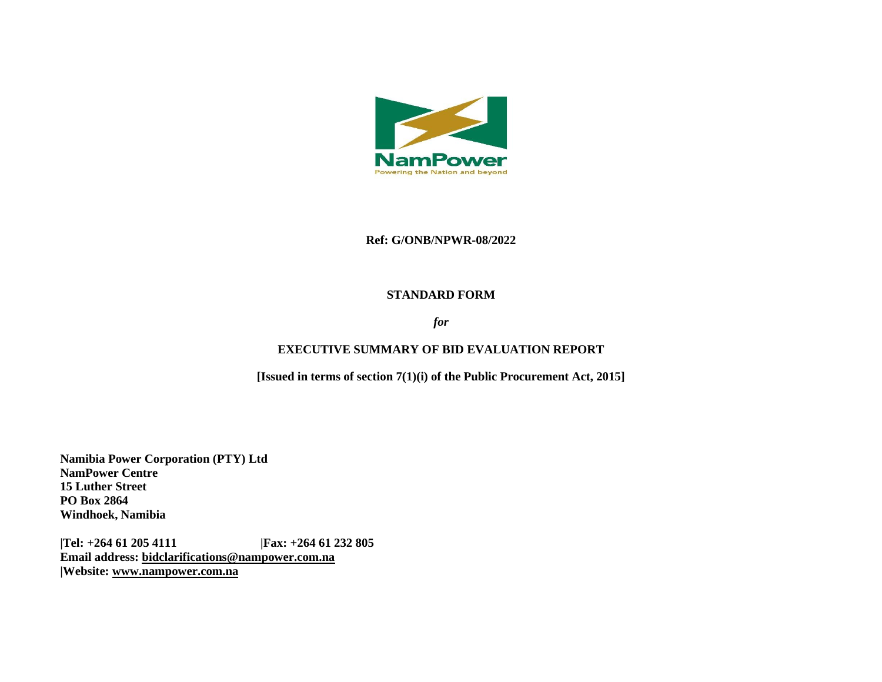NamPower

Powering the Nation and beyond

**Ref: G/ONB/NPWR-08/2022**

**STANDARD FORM**

***for***

**EXECUTIVE SUMMARY OF BID EVALUATION REPORT**

**[Issued in terms of section 7(1)(i) of the Public Procurement Act, 2015]**

**Namibia Power Corporation (PTY) Ltd**
**NamPower Centre**
**15 Luther Street**
**PO Box 2864**
**Windhoek, Namibia**

**|Tel: +264 61 205 4111 |Fax: +264 61 232 805**
**Email address: bidclarifications@nampower.com.na**
**|Website: www.nampower.com.na**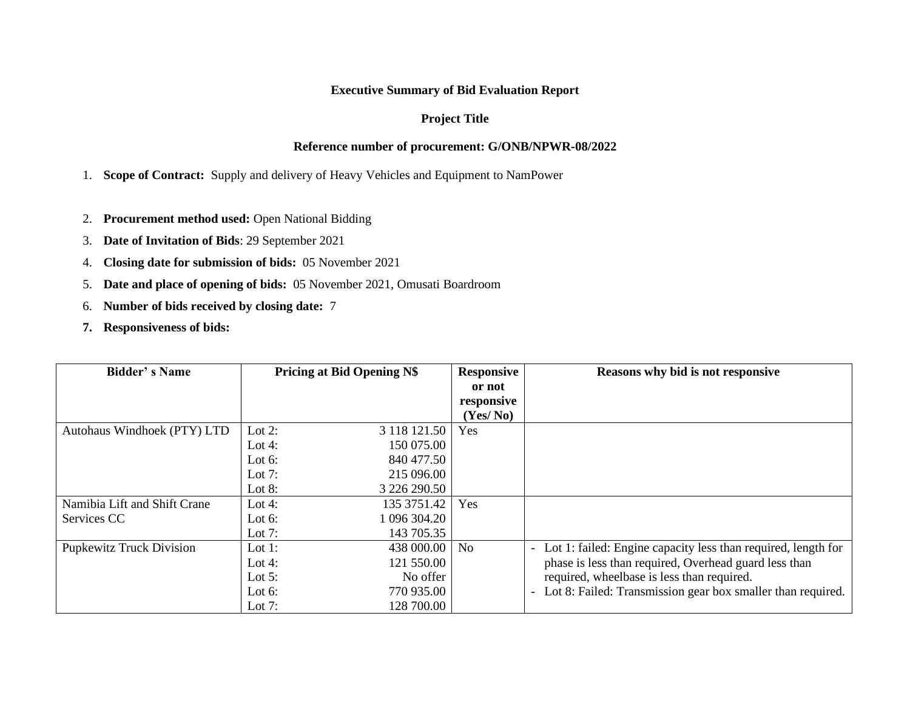**Executive Summary of Bid Evaluation Report**

**Project Title**

**Reference number of procurement: G/ONB/NPWR-08/2022**

1. **Scope of Contract:** Supply and delivery of Heavy Vehicles and Equipment to NamPower
2. **Procurement method used:** Open National Bidding
3. **Date of Invitation of Bids**: 29 September 2021
4. **Closing date for submission of bids:** 05 November 2021
5. **Date and place of opening of bids:** 05 November 2021, Omusati Boardroom
6. **Number of bids received by closing date:** 7
7. **Responsiveness of bids:**

| Bidder' s Name | Pricing at Bid Opening N$ | | Responsive or not responsive (Yes/ No) | Reasons why bid is not responsive |
|---|---|---|---|---|
| Autohaus Windhoek (PTY) LTD | Lot 2:<br>Lot 4:<br>Lot 6:<br>Lot 7:<br>Lot 8: | 3 118 121.50<br>150 075.00<br>840 477.50<br>215 096.00<br>3 226 290.50 | Yes | |
| Namibia Lift and Shift Crane Services CC | Lot 4:<br>Lot 6:<br>Lot 7: | 135 3751.42<br>1 096 304.20<br>143 705.35 | Yes | |
| Pupkewitz Truck Division | Lot 1:<br>Lot 4:<br>Lot 5:<br>Lot 6:<br>Lot 7: | 438 000.00<br>121 550.00<br>No offer<br>770 935.00<br>128 700.00 | No | - Lot 1: failed: Engine capacity less than required, length for phase is less than required, Overhead guard less than required, wheelbase is less than required.<br>- Lot 8: Failed: Transmission gear box smaller than required. |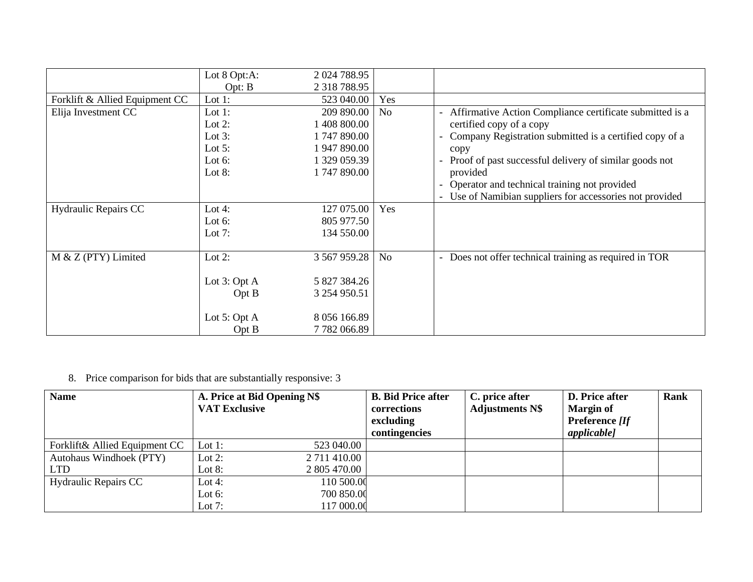| | | | |
|---|---|---|---|
| | Lot 8 Opt:A: 2 024 788.95<br>Opt: B 2 318 788.95 | | |
| Forklift & Allied Equipment CC | Lot 1: 523 040.00 | Yes | |
| Elija Investment CC | Lot 1: 209 890.00<br>Lot 2: 1 408 800.00<br>Lot 3: 1 747 890.00<br>Lot 5: 1 947 890.00<br>Lot 6: 1 329 059.39<br>Lot 8: 1 747 890.00 | No | - Affirmative Action Compliance certificate submitted is a certified copy of a copy<br>- Company Registration submitted is a certified copy of a copy<br>- Proof of past successful delivery of similar goods not provided<br>- Operator and technical training not provided<br>- Use of Namibian suppliers for accessories not provided |
| Hydraulic Repairs CC | Lot 4: 127 075.00<br>Lot 6: 805 977.50<br>Lot 7: 134 550.00 | Yes | |
| M & Z (PTY) Limited | Lot 2: 3 567 959.28<br><br>Lot 3: Opt A 5 827 384.26<br>Opt B 3 254 950.51<br><br>Lot 5: Opt A 8 056 166.89<br>Opt B 7 782 066.89 | No | - Does not offer technical training as required in TOR |

8. Price comparison for bids that are substantially responsive: 3

| Name | A. Price at Bid Opening N$ VAT Exclusive | B. Bid Price after corrections excluding contingencies | C. price after Adjustments N$ | D. Price after Margin of Preference *[If applicable]* | Rank |
|---|---|---|---|---|---|
| Forklift& Allied Equipment CC | Lot 1: 523 040.00 | | | | |
| Autohaus Windhoek (PTY) LTD | Lot 2: 2 711 410.00<br>Lot 8: 2 805 470.00 | | | | |
| Hydraulic Repairs CC | Lot 4: 110 500.00<br>Lot 6: 700 850.00<br>Lot 7: 117 000.00 | | | | |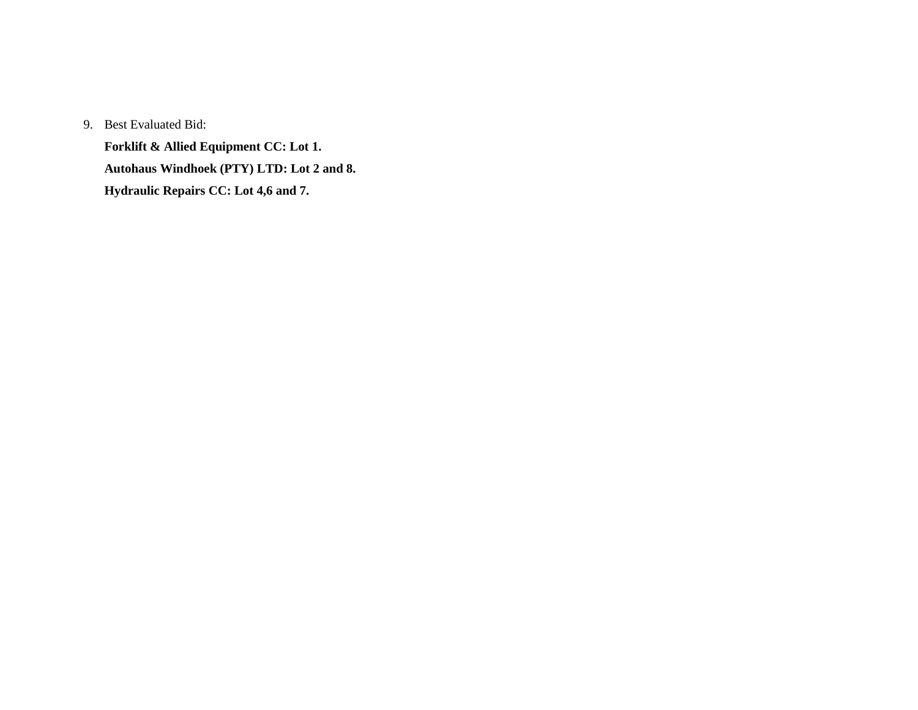9. Best Evaluated Bid:

   **Forklift & Allied Equipment CC: Lot 1.**

   **Autohaus Windhoek (PTY) LTD: Lot 2 and 8.**

   **Hydraulic Repairs CC: Lot 4,6 and 7.**